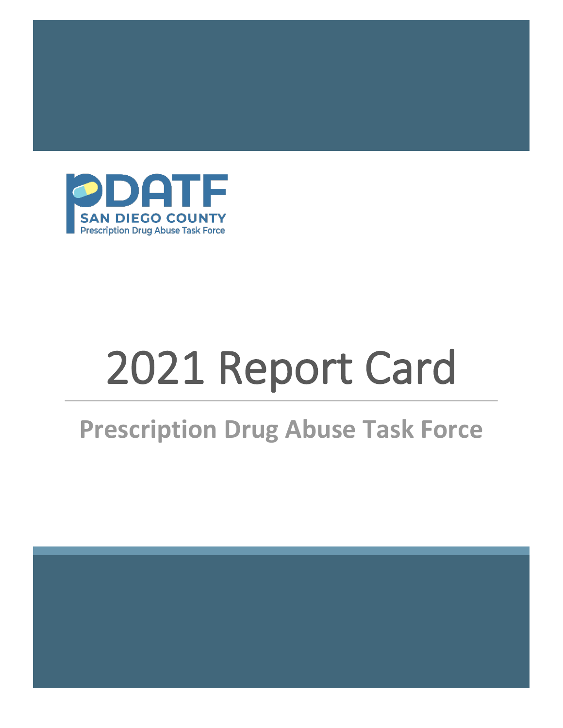PDATF
SAN DIEGO COUNTY
Prescription Drug Abuse Task Force

# 2021 Report Card

## Prescription Drug Abuse Task Force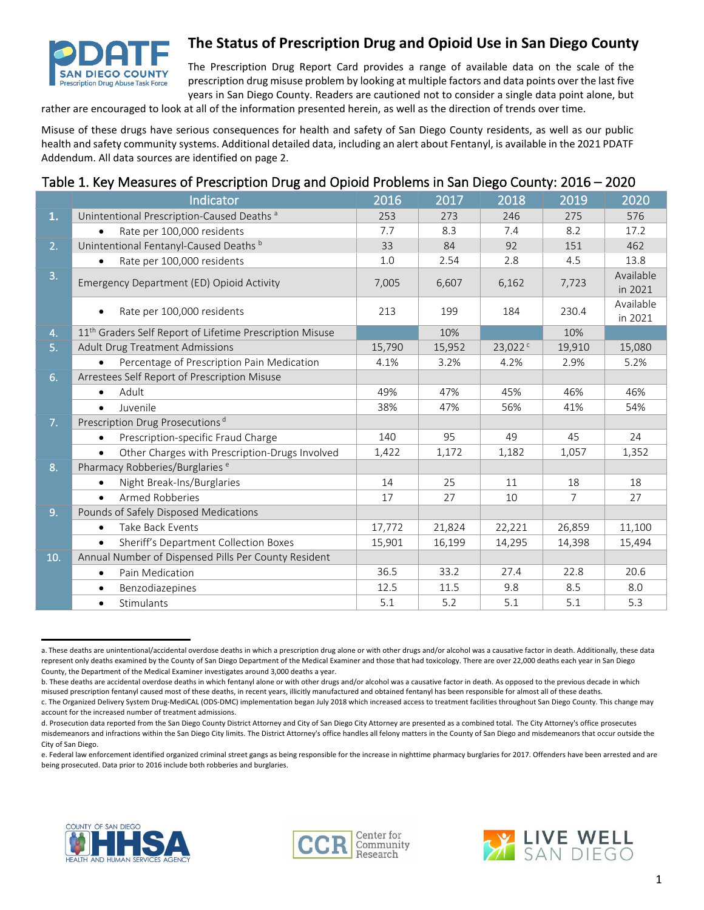# The Status of Prescription Drug and Opioid Use in San Diego County

The Prescription Drug Report Card provides a range of available data on the scale of the prescription drug misuse problem by looking at multiple factors and data points over the last five years in San Diego County. Readers are cautioned not to consider a single data point alone, but rather are encouraged to look at all of the information presented herein, as well as the direction of trends over time.

Misuse of these drugs have serious consequences for health and safety of San Diego County residents, as well as our public health and safety community systems. Additional detailed data, including an alert about Fentanyl, is available in the 2021 PDATF Addendum. All data sources are identified on page 2.

## Table 1. Key Measures of Prescription Drug and Opioid Problems in San Diego County: 2016 – 2020

| | Indicator | 2016 | 2017 | 2018 | 2019 | 2020 |
|---|---|---|---|---|---|---|
| 1. | Unintentional Prescription-Caused Deaths [a] | 253 | 273 | 246 | 275 | 576 |
| | • Rate per 100,000 residents | 7.7 | 8.3 | 7.4 | 8.2 | 17.2 |
| 2. | Unintentional Fentanyl-Caused Deaths [b] | 33 | 84 | 92 | 151 | 462 |
| | • Rate per 100,000 residents | 1.0 | 2.54 | 2.8 | 4.5 | 13.8 |
| 3. | Emergency Department (ED) Opioid Activity | 7,005 | 6,607 | 6,162 | 7,723 | Available in 2021 |
| | • Rate per 100,000 residents | 213 | 199 | 184 | 230.4 | Available in 2021 |
| 4. | 11th Graders Self Report of Lifetime Prescription Misuse | | 10% | | 10% | |
| 5. | Adult Drug Treatment Admissions | 15,790 | 15,952 | 23,022 [c] | 19,910 | 15,080 |
| | • Percentage of Prescription Pain Medication | 4.1% | 3.2% | 4.2% | 2.9% | 5.2% |
| 6. | Arrestees Self Report of Prescription Misuse | | | | | |
| | • Adult | 49% | 47% | 45% | 46% | 46% |
| | • Juvenile | 38% | 47% | 56% | 41% | 54% |
| 7. | Prescription Drug Prosecutions [d] | | | | | |
| | • Prescription-specific Fraud Charge | 140 | 95 | 49 | 45 | 24 |
| | • Other Charges with Prescription-Drugs Involved | 1,422 | 1,172 | 1,182 | 1,057 | 1,352 |
| 8. | Pharmacy Robberies/Burglaries [e] | | | | | |
| | • Night Break-Ins/Burglaries | 14 | 25 | 11 | 18 | 18 |
| | • Armed Robberies | 17 | 27 | 10 | 7 | 27 |
| 9. | Pounds of Safely Disposed Medications | | | | | |
| | • Take Back Events | 17,772 | 21,824 | 22,221 | 26,859 | 11,100 |
| | • Sheriff's Department Collection Boxes | 15,901 | 16,199 | 14,295 | 14,398 | 15,494 |
| 10. | Annual Number of Dispensed Pills Per County Resident | | | | | |
| | • Pain Medication | 36.5 | 33.2 | 27.4 | 22.8 | 20.6 |
| | • Benzodiazepines | 12.5 | 11.5 | 9.8 | 8.5 | 8.0 |
| | • Stimulants | 5.1 | 5.2 | 5.1 | 5.1 | 5.3 |

a. These deaths are unintentional/accidental overdose deaths in which a prescription drug alone or with other drugs and/or alcohol was a causative factor in death. Additionally, these data represent only deaths examined by the County of San Diego Department of the Medical Examiner and those that had toxicology. There are over 22,000 deaths each year in San Diego County, the Department of the Medical Examiner investigates around 3,000 deaths a year.

b. These deaths are accidental overdose deaths in which fentanyl alone or with other drugs and/or alcohol was a causative factor in death. As opposed to the previous decade in which misused prescription fentanyl caused most of these deaths, in recent years, illicitly manufactured and obtained fentanyl has been responsible for almost all of these deaths.

c. The Organized Delivery System Drug-MediCAL (ODS-DMC) implementation began July 2018 which increased access to treatment facilities throughout San Diego County. This change may account for the increased number of treatment admissions.

d. Prosecution data reported from the San Diego County District Attorney and City of San Diego City Attorney are presented as a combined total. The City Attorney's office prosecutes misdemeanors and infractions within the San Diego City limits. The District Attorney's office handles all felony matters in the County of San Diego and misdemeanors that occur outside the City of San Diego.

e. Federal law enforcement identified organized criminal street gangs as being responsible for the increase in nighttime pharmacy burglaries for 2017. Offenders have been arrested and are being prosecuted. Data prior to 2016 include both robberies and burglaries.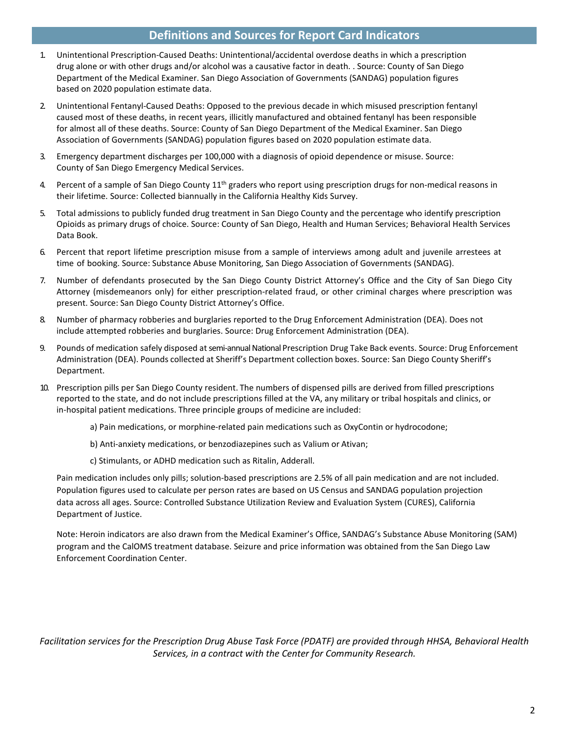## Definitions and Sources for Report Card Indicators

1. Unintentional Prescription-Caused Deaths: Unintentional/accidental overdose deaths in which a prescription drug alone or with other drugs and/or alcohol was a causative factor in death. . Source: County of San Diego Department of the Medical Examiner. San Diego Association of Governments (SANDAG) population figures based on 2020 population estimate data.

2. Unintentional Fentanyl-Caused Deaths: Opposed to the previous decade in which misused prescription fentanyl caused most of these deaths, in recent years, illicitly manufactured and obtained fentanyl has been responsible for almost all of these deaths. Source: County of San Diego Department of the Medical Examiner. San Diego Association of Governments (SANDAG) population figures based on 2020 population estimate data.

3. Emergency department discharges per 100,000 with a diagnosis of opioid dependence or misuse. Source: County of San Diego Emergency Medical Services.

4. Percent of a sample of San Diego County 11th graders who report using prescription drugs for non-medical reasons in their lifetime. Source: Collected biannually in the California Healthy Kids Survey.

5. Total admissions to publicly funded drug treatment in San Diego County and the percentage who identify prescription Opioids as primary drugs of choice. Source: County of San Diego, Health and Human Services; Behavioral Health Services Data Book.

6. Percent that report lifetime prescription misuse from a sample of interviews among adult and juvenile arrestees at time of booking. Source: Substance Abuse Monitoring, San Diego Association of Governments (SANDAG).

7. Number of defendants prosecuted by the San Diego County District Attorney's Office and the City of San Diego City Attorney (misdemeanors only) for either prescription-related fraud, or other criminal charges where prescription was present. Source: San Diego County District Attorney's Office.

8. Number of pharmacy robberies and burglaries reported to the Drug Enforcement Administration (DEA). Does not include attempted robberies and burglaries. Source: Drug Enforcement Administration (DEA).

9. Pounds of medication safely disposed at semi-annual National Prescription Drug Take Back events. Source: Drug Enforcement Administration (DEA). Pounds collected at Sheriff's Department collection boxes. Source: San Diego County Sheriff's Department.

10. Prescription pills per San Diego County resident. The numbers of dispensed pills are derived from filled prescriptions reported to the state, and do not include prescriptions filled at the VA, any military or tribal hospitals and clinics, or in-hospital patient medications. Three principle groups of medicine are included:

    a) Pain medications, or morphine-related pain medications such as OxyContin or hydrocodone;

    b) Anti-anxiety medications, or benzodiazepines such as Valium or Ativan;

    c) Stimulants, or ADHD medication such as Ritalin, Adderall.

    Pain medication includes only pills; solution-based prescriptions are 2.5% of all pain medication and are not included. Population figures used to calculate per person rates are based on US Census and SANDAG population projection data across all ages. Source: Controlled Substance Utilization Review and Evaluation System (CURES), California Department of Justice.

    Note: Heroin indicators are also drawn from the Medical Examiner's Office, SANDAG's Substance Abuse Monitoring (SAM) program and the CalOMS treatment database. Seizure and price information was obtained from the San Diego Law Enforcement Coordination Center.

*Facilitation services for the Prescription Drug Abuse Task Force (PDATF) are provided through HHSA, Behavioral Health Services, in a contract with the Center for Community Research.*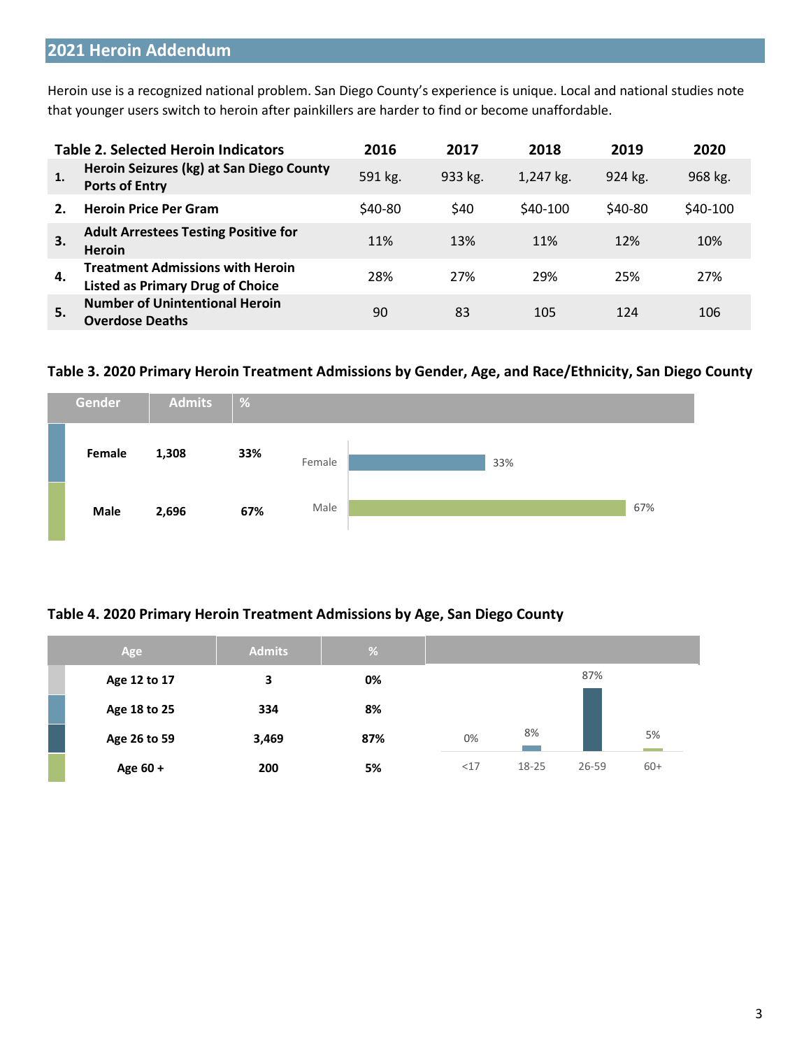## 2021 Heroin Addendum

Heroin use is a recognized national problem. San Diego County's experience is unique. Local and national studies note that younger users switch to heroin after painkillers are harder to find or become unaffordable.

| | Table 2. Selected Heroin Indicators | 2016 | 2017 | 2018 | 2019 | 2020 |
|---|---|---|---|---|---|---|
| 1. | Heroin Seizures (kg) at San Diego County Ports of Entry | 591 kg. | 933 kg. | 1,247 kg. | 924 kg. | 968 kg. |
| 2. | Heroin Price Per Gram | $40-80 | $40 | $40-100 | $40-80 | $40-100 |
| 3. | Adult Arrestees Testing Positive for Heroin | 11% | 13% | 11% | 12% | 10% |
| 4. | Treatment Admissions with Heroin Listed as Primary Drug of Choice | 28% | 27% | 29% | 25% | 27% |
| 5. | Number of Unintentional Heroin Overdose Deaths | 90 | 83 | 105 | 124 | 106 |

### Table 3. 2020 Primary Heroin Treatment Admissions by Gender, Age, and Race/Ethnicity, San Diego County

| Gender | Admits | % |
|---|---|---|
| Female | 1,308 | 33% |
| Male | 2,696 | 67% |

### Table 4. 2020 Primary Heroin Treatment Admissions by Age, San Diego County

| Age | Admits | % |
|---|---|---|
| Age 12 to 17 | 3 | 0% |
| Age 18 to 25 | 334 | 8% |
| Age 26 to 59 | 3,469 | 87% |
| Age 60 + | 200 | 5% |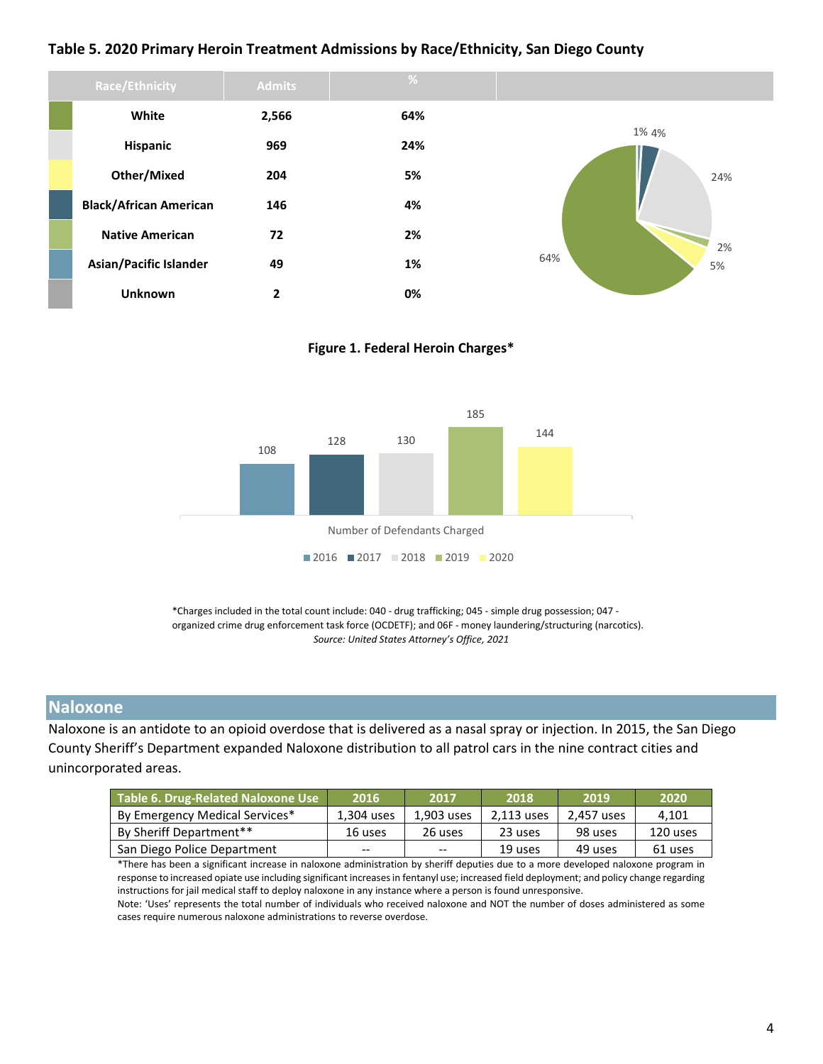**Table 5. 2020 Primary Heroin Treatment Admissions by Race/Ethnicity, San Diego County**

| Race/Ethnicity | Admits | % |
|---|---|---|
| White | 2,566 | 64% |
| Hispanic | 969 | 24% |
| Other/Mixed | 204 | 5% |
| Black/African American | 146 | 4% |
| Native American | 72 | 2% |
| Asian/Pacific Islander | 49 | 1% |
| Unknown | 2 | 0% |

**Figure 1. Federal Heroin Charges***

| Number of Defendants Charged | 2016 | 2017 | 2018 | 2019 | 2020 |
|---|---|---|---|---|---|
| | 108 | 128 | 130 | 185 | 144 |

*Charges included in the total count include: 040 - drug trafficking; 045 - simple drug possession; 047 - organized crime drug enforcement task force (OCDETF); and 06F - money laundering/structuring (narcotics).

*Source: United States Attorney's Office, 2021*

## Naloxone

Naloxone is an antidote to an opioid overdose that is delivered as a nasal spray or injection. In 2015, the San Diego County Sheriff's Department expanded Naloxone distribution to all patrol cars in the nine contract cities and unincorporated areas.

| Table 6. Drug-Related Naloxone Use | 2016 | 2017 | 2018 | 2019 | 2020 |
|---|---|---|---|---|---|
| By Emergency Medical Services* | 1,304 uses | 1,903 uses | 2,113 uses | 2,457 uses | 4,101 |
| By Sheriff Department** | 16 uses | 26 uses | 23 uses | 98 uses | 120 uses |
| San Diego Police Department | -- | -- | 19 uses | 49 uses | 61 uses |

*There has been a significant increase in naloxone administration by sheriff deputies due to a more developed naloxone program in response to increased opiate use including significant increases in fentanyl use; increased field deployment; and policy change regarding instructions for jail medical staff to deploy naloxone in any instance where a person is found unresponsive.

Note: 'Uses' represents the total number of individuals who received naloxone and NOT the number of doses administered as some cases require numerous naloxone administrations to reverse overdose.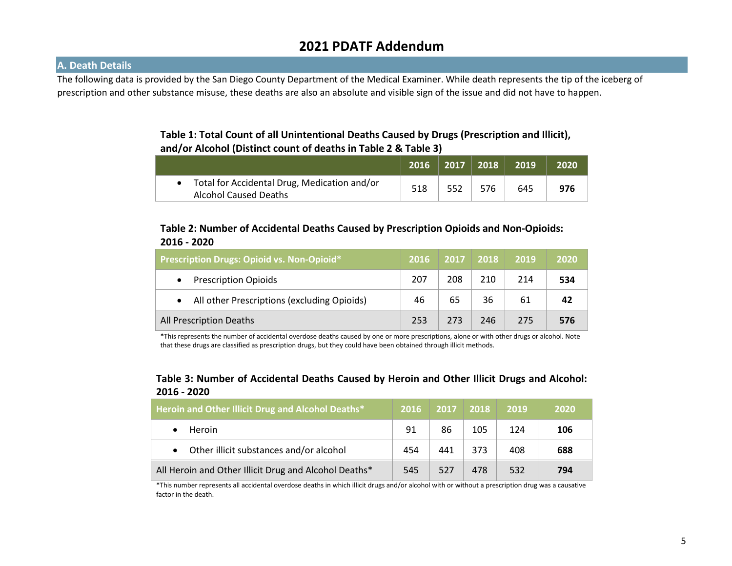# 2021 PDATF Addendum

## A. Death Details

The following data is provided by the San Diego County Department of the Medical Examiner. While death represents the tip of the iceberg of prescription and other substance misuse, these deaths are also an absolute and visible sign of the issue and did not have to happen.

**Table 1: Total Count of all Unintentional Deaths Caused by Drugs (Prescription and Illicit), and/or Alcohol (Distinct count of deaths in Table 2 & Table 3)**

| | 2016 | 2017 | 2018 | 2019 | 2020 |
|---|---|---|---|---|---|
| • Total for Accidental Drug, Medication and/or Alcohol Caused Deaths | 518 | 552 | 576 | 645 | **976** |

**Table 2: Number of Accidental Deaths Caused by Prescription Opioids and Non-Opioids: 2016 - 2020**

| Prescription Drugs: Opioid vs. Non-Opioid* | 2016 | 2017 | 2018 | 2019 | 2020 |
|---|---|---|---|---|---|
| • Prescription Opioids | 207 | 208 | 210 | 214 | **534** |
| • All other Prescriptions (excluding Opioids) | 46 | 65 | 36 | 61 | **42** |
| All Prescription Deaths | 253 | 273 | 246 | 275 | **576** |

*This represents the number of accidental overdose deaths caused by one or more prescriptions, alone or with other drugs or alcohol. Note that these drugs are classified as prescription drugs, but they could have been obtained through illicit methods.

**Table 3: Number of Accidental Deaths Caused by Heroin and Other Illicit Drugs and Alcohol: 2016 - 2020**

| Heroin and Other Illicit Drug and Alcohol Deaths* | 2016 | 2017 | 2018 | 2019 | 2020 |
|---|---|---|---|---|---|
| • Heroin | 91 | 86 | 105 | 124 | **106** |
| • Other illicit substances and/or alcohol | 454 | 441 | 373 | 408 | **688** |
| All Heroin and Other Illicit Drug and Alcohol Deaths* | 545 | 527 | 478 | 532 | **794** |

*This number represents all accidental overdose deaths in which illicit drugs and/or alcohol with or without a prescription drug was a causative factor in the death.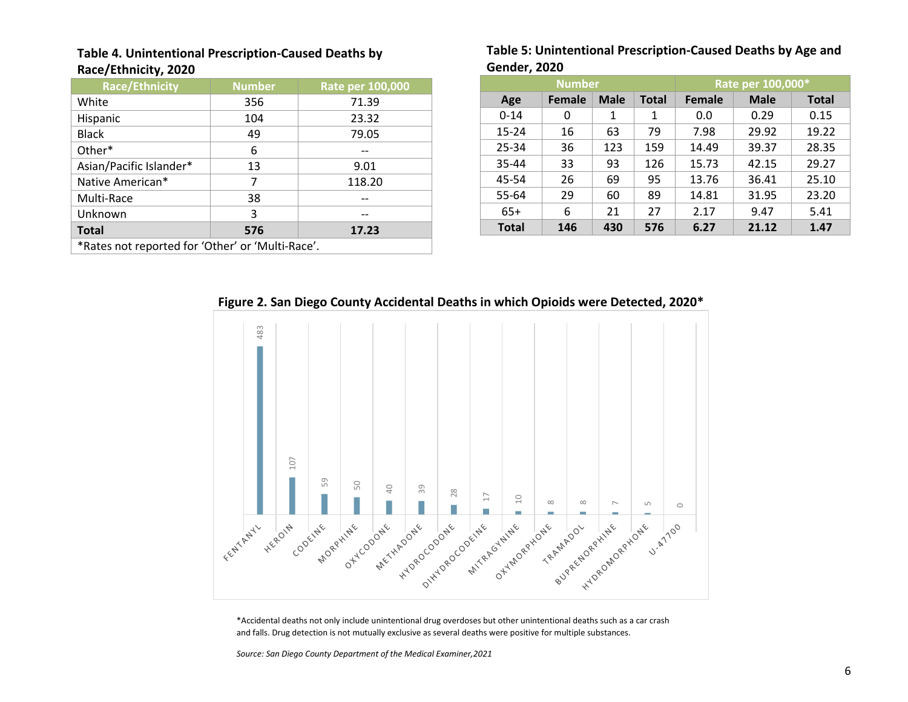**Table 4. Unintentional Prescription-Caused Deaths by Race/Ethnicity, 2020**

| Race/Ethnicity | Number | Rate per 100,000 |
|---|---|---|
| White | 356 | 71.39 |
| Hispanic | 104 | 23.32 |
| Black | 49 | 79.05 |
| Other* | 6 | -- |
| Asian/Pacific Islander* | 13 | 9.01 |
| Native American* | 7 | 118.20 |
| Multi-Race | 38 | -- |
| Unknown | 3 | -- |
| **Total** | **576** | **17.23** |

*Rates not reported for 'Other' or 'Multi-Race'.

**Table 5: Unintentional Prescription-Caused Deaths by Age and Gender, 2020**

| | Number | | | Rate per 100,000* | | |
|---|---|---|---|---|---|---|
| Age | Female | Male | Total | Female | Male | Total |
| 0-14 | 0 | 1 | 1 | 0.0 | 0.29 | 0.15 |
| 15-24 | 16 | 63 | 79 | 7.98 | 29.92 | 19.22 |
| 25-34 | 36 | 123 | 159 | 14.49 | 39.37 | 28.35 |
| 35-44 | 33 | 93 | 126 | 15.73 | 42.15 | 29.27 |
| 45-54 | 26 | 69 | 95 | 13.76 | 36.41 | 25.10 |
| 55-64 | 29 | 60 | 89 | 14.81 | 31.95 | 23.20 |
| 65+ | 6 | 21 | 27 | 2.17 | 9.47 | 5.41 |
| **Total** | **146** | **430** | **576** | **6.27** | **21.12** | **1.47** |

**Figure 2. San Diego County Accidental Deaths in which Opioids were Detected, 2020***

| Opioid | Deaths |
|---|---|
| FENTANYL | 483 |
| HEROIN | 107 |
| CODEINE | 59 |
| MORPHINE | 50 |
| OXYCODONE | 40 |
| METHADONE | 39 |
| HYDROCODONE | 28 |
| DIHYDROCODEINE | 17 |
| MITRAGYNINE | 10 |
| OXYMORPHONE | 8 |
| TRAMADOL | 8 |
| BUPRENORPHINE | 7 |
| HYDROMORPHONE | 5 |
| U-47700 | 0 |

*Accidental deaths not only include unintentional drug overdoses but other unintentional deaths such as a car crash and falls. Drug detection is not mutually exclusive as several deaths were positive for multiple substances.

*Source: San Diego County Department of the Medical Examiner,2021*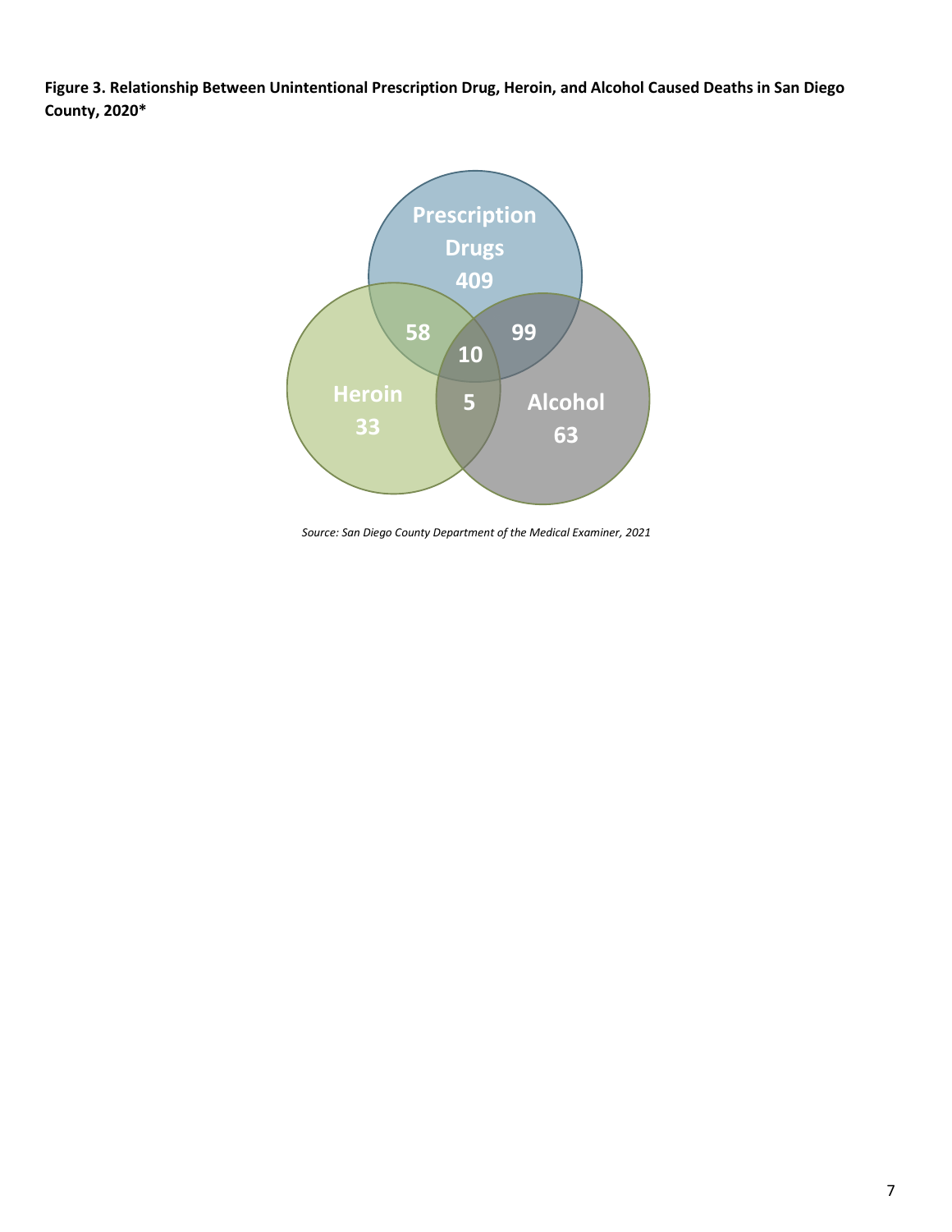**Figure 3. Relationship Between Unintentional Prescription Drug, Heroin, and Alcohol Caused Deaths in San Diego County, 2020***

Prescription Drugs 409

Heroin 33

Alcohol 63

58

99

10

5

*Source: San Diego County Department of the Medical Examiner, 2021*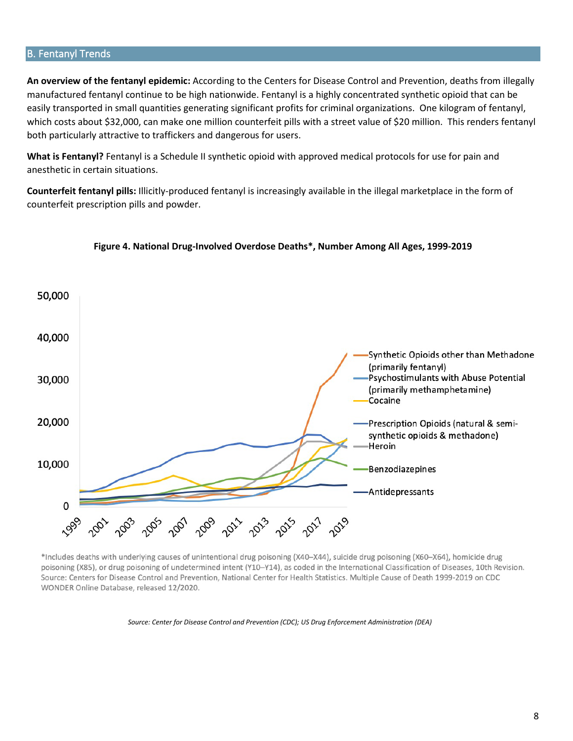## B. Fentanyl Trends

**An overview of the fentanyl epidemic:** According to the Centers for Disease Control and Prevention, deaths from illegally manufactured fentanyl continue to be high nationwide. Fentanyl is a highly concentrated synthetic opioid that can be easily transported in small quantities generating significant profits for criminal organizations. One kilogram of fentanyl, which costs about $32,000, can make one million counterfeit pills with a street value of $20 million. This renders fentanyl both particularly attractive to traffickers and dangerous for users.

**What is Fentanyl?** Fentanyl is a Schedule II synthetic opioid with approved medical protocols for use for pain and anesthetic in certain situations.

**Counterfeit fentanyl pills:** Illicitly-produced fentanyl is increasingly available in the illegal marketplace in the form of counterfeit prescription pills and powder.

**Figure 4. National Drug-Involved Overdose Deaths*, Number Among All Ages, 1999-2019**

*Includes deaths with underlying causes of unintentional drug poisoning (X40–X44), suicide drug poisoning (X60–X64), homicide drug poisoning (X85), or drug poisoning of undetermined intent (Y10–Y14), as coded in the International Classification of Diseases, 10th Revision. Source: Centers for Disease Control and Prevention, National Center for Health Statistics. Multiple Cause of Death 1999-2019 on CDC WONDER Online Database, released 12/2020.

*Source: Center for Disease Control and Prevention (CDC); US Drug Enforcement Administration (DEA)*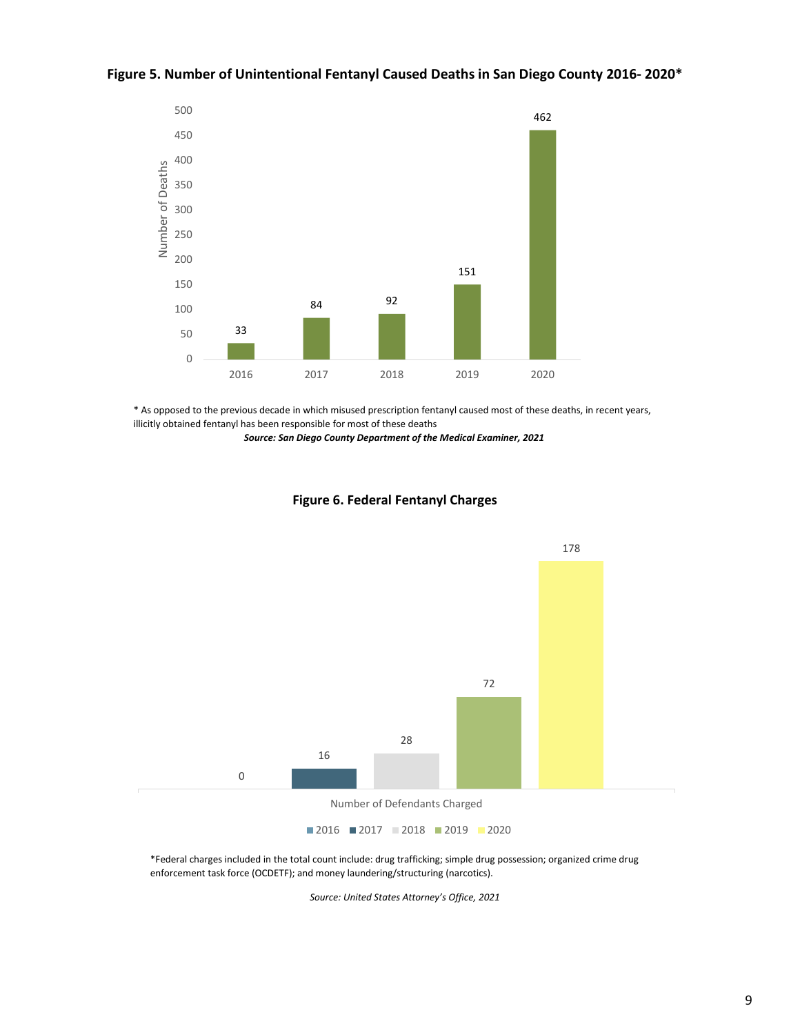**Figure 5. Number of Unintentional Fentanyl Caused Deaths in San Diego County 2016- 2020***

| Year | Number of Deaths |
|---|---|
| 2016 | 33 |
| 2017 | 84 |
| 2018 | 92 |
| 2019 | 151 |
| 2020 | 462 |

\* As opposed to the previous decade in which misused prescription fentanyl caused most of these deaths, in recent years, illicitly obtained fentanyl has been responsible for most of these deaths

***Source: San Diego County Department of the Medical Examiner, 2021***

**Figure 6. Federal Fentanyl Charges**

| Year | Number of Defendants Charged |
|---|---|
| 2016 | 0 |
| 2017 | 16 |
| 2018 | 28 |
| 2019 | 72 |
| 2020 | 178 |

\*Federal charges included in the total count include: drug trafficking; simple drug possession; organized crime drug enforcement task force (OCDETF); and money laundering/structuring (narcotics).

*Source: United States Attorney's Office, 2021*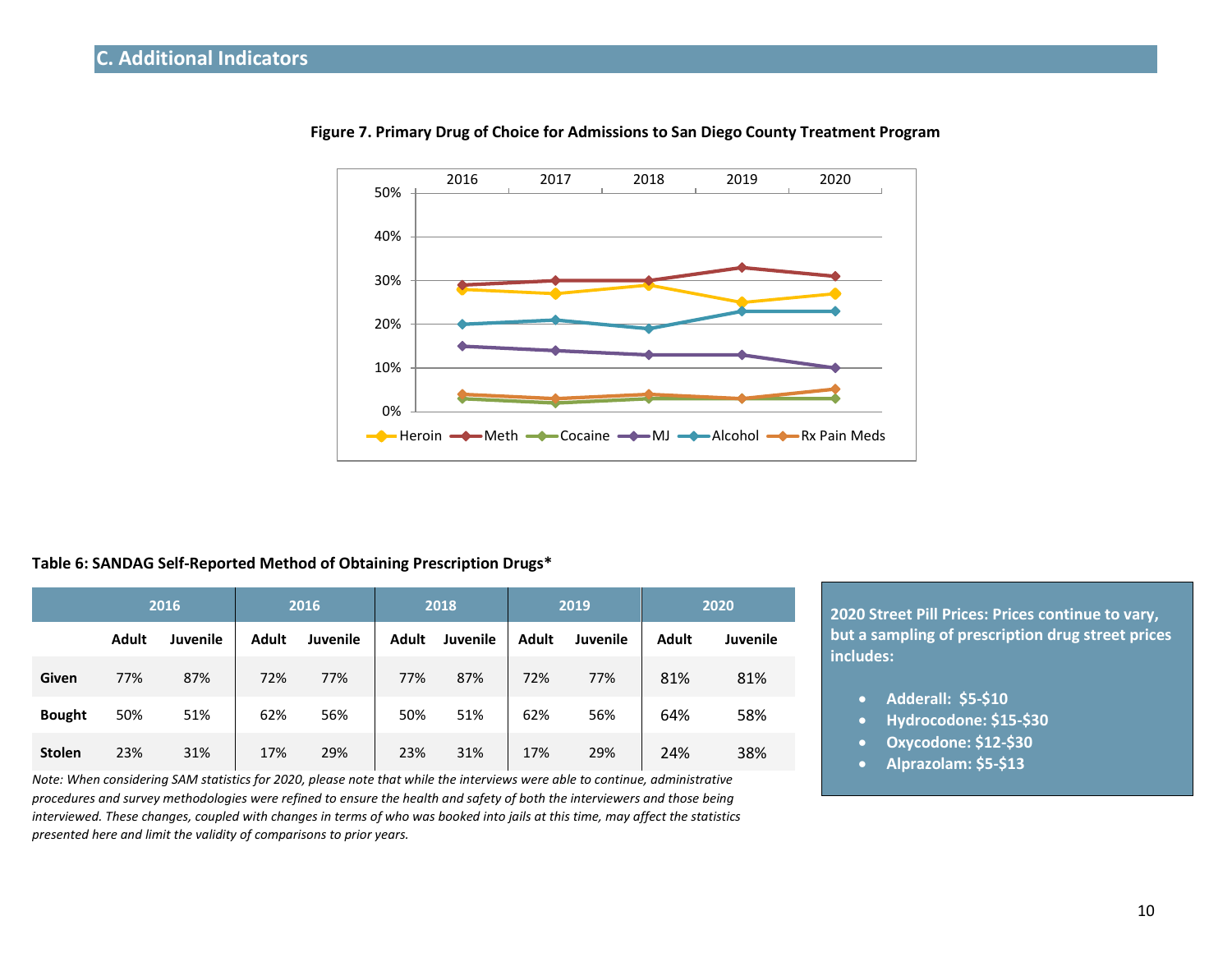## C. Additional Indicators

**Figure 7. Primary Drug of Choice for Admissions to San Diego County Treatment Program**

2016 2017 2018 2019 2020

50%
40%
30%
20%
10%
0%

Heroin, Meth, Cocaine, MJ, Alcohol, Rx Pain Meds

**Table 6: SANDAG Self-Reported Method of Obtaining Prescription Drugs***

| | 2016 | | 2016 | | 2018 | | 2019 | | 2020 | |
|---|---|---|---|---|---|---|---|---|---|---|
| | Adult | Juvenile | Adult | Juvenile | Adult | Juvenile | Adult | Juvenile | Adult | Juvenile |
| **Given** | 77% | 87% | 72% | 77% | 77% | 87% | 72% | 77% | 81% | 81% |
| **Bought** | 50% | 51% | 62% | 56% | 50% | 51% | 62% | 56% | 64% | 58% |
| **Stolen** | 23% | 31% | 17% | 29% | 23% | 31% | 17% | 29% | 24% | 38% |

*Note: When considering SAM statistics for 2020, please note that while the interviews were able to continue, administrative procedures and survey methodologies were refined to ensure the health and safety of both the interviewers and those being interviewed. These changes, coupled with changes in terms of who was booked into jails at this time, may affect the statistics presented here and limit the validity of comparisons to prior years.*

**2020 Street Pill Prices: Prices continue to vary, but a sampling of prescription drug street prices includes:**

- **Adderall: $5-$10**
- **Hydrocodone: $15-$30**
- **Oxycodone: $12-$30**
- **Alprazolam: $5-$13**